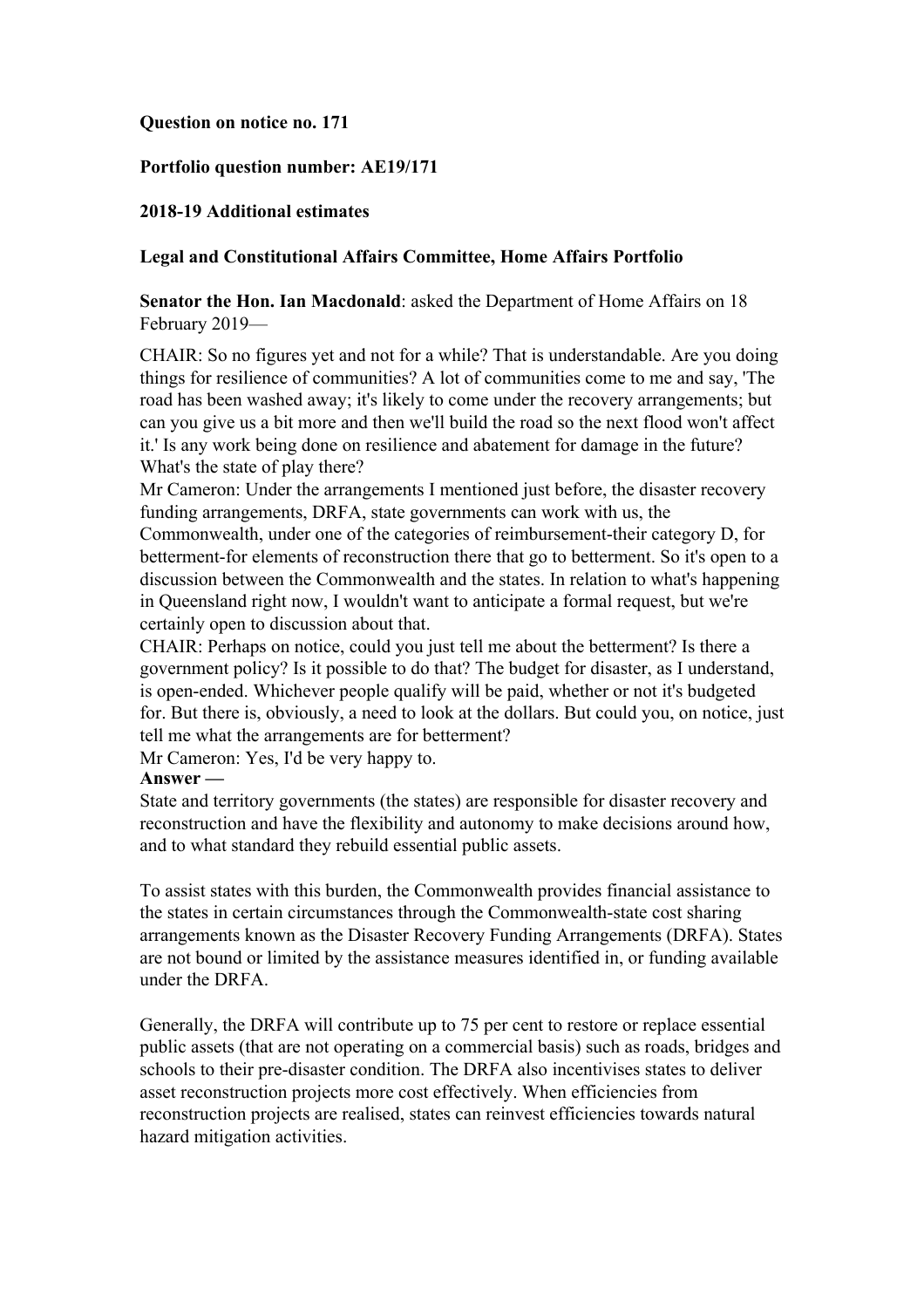**Question on notice no. 171**

**Portfolio question number: AE19/171**

**2018-19 Additional estimates**

**Legal and Constitutional Affairs Committee, Home Affairs Portfolio**

**Senator the Hon. Ian Macdonald**: asked the Department of Home Affairs on 18 February 2019—

CHAIR: So no figures yet and not for a while? That is understandable. Are you doing things for resilience of communities? A lot of communities come to me and say, 'The road has been washed away; it's likely to come under the recovery arrangements; but can you give us a bit more and then we'll build the road so the next flood won't affect it.' Is any work being done on resilience and abatement for damage in the future? What's the state of play there?
Mr Cameron: Under the arrangements I mentioned just before, the disaster recovery funding arrangements, DRFA, state governments can work with us, the Commonwealth, under one of the categories of reimbursement-their category D, for betterment-for elements of reconstruction there that go to betterment. So it's open to a discussion between the Commonwealth and the states. In relation to what's happening in Queensland right now, I wouldn't want to anticipate a formal request, but we're certainly open to discussion about that.
CHAIR: Perhaps on notice, could you just tell me about the betterment? Is there a government policy? Is it possible to do that? The budget for disaster, as I understand, is open-ended. Whichever people qualify will be paid, whether or not it's budgeted for. But there is, obviously, a need to look at the dollars. But could you, on notice, just tell me what the arrangements are for betterment?
Mr Cameron: Yes, I'd be very happy to.
**Answer —**
State and territory governments (the states) are responsible for disaster recovery and reconstruction and have the flexibility and autonomy to make decisions around how, and to what standard they rebuild essential public assets.

To assist states with this burden, the Commonwealth provides financial assistance to the states in certain circumstances through the Commonwealth-state cost sharing arrangements known as the Disaster Recovery Funding Arrangements (DRFA). States are not bound or limited by the assistance measures identified in, or funding available under the DRFA.

Generally, the DRFA will contribute up to 75 per cent to restore or replace essential public assets (that are not operating on a commercial basis) such as roads, bridges and schools to their pre-disaster condition. The DRFA also incentivises states to deliver asset reconstruction projects more cost effectively. When efficiencies from reconstruction projects are realised, states can reinvest efficiencies towards natural hazard mitigation activities.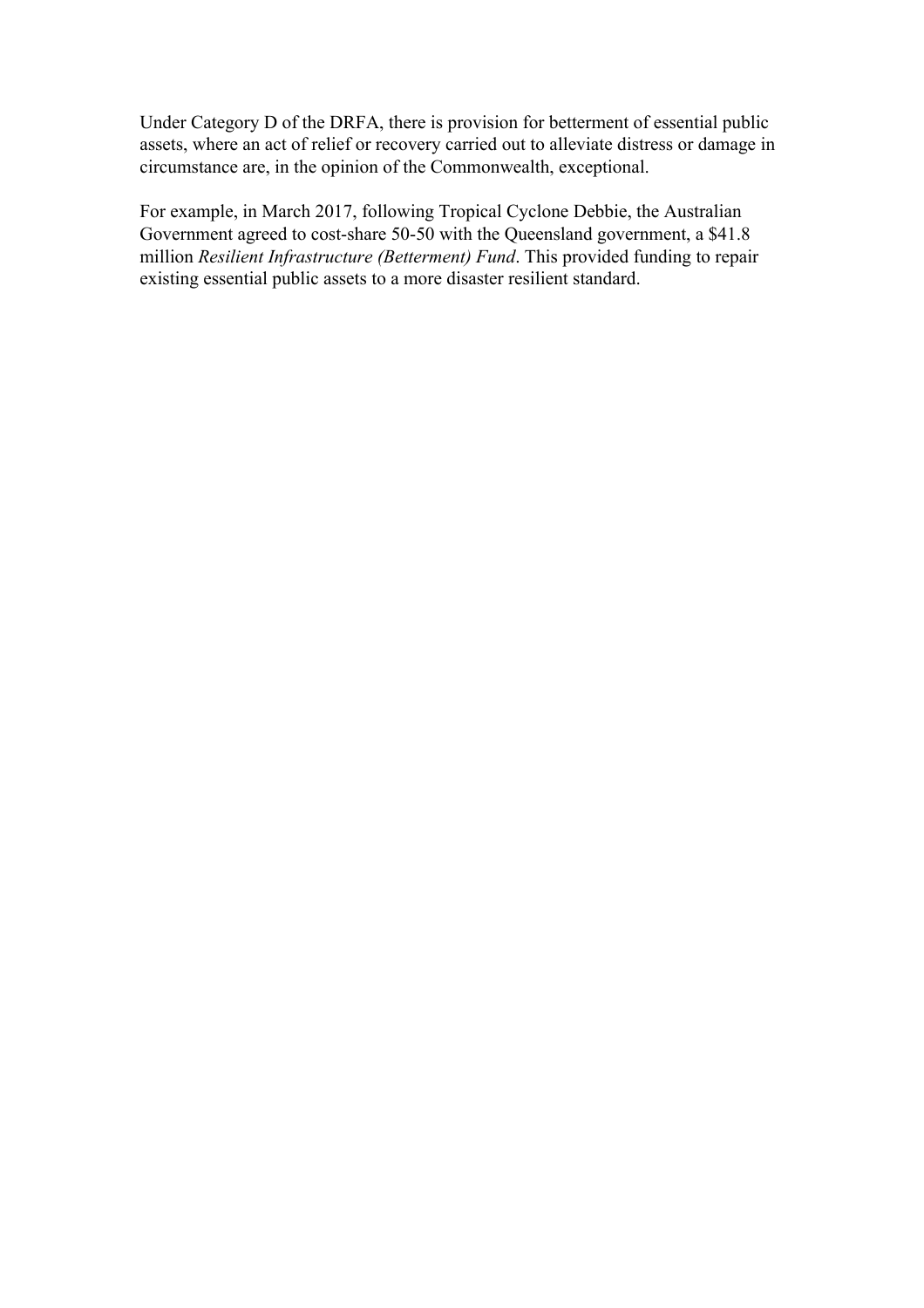Under Category D of the DRFA, there is provision for betterment of essential public assets, where an act of relief or recovery carried out to alleviate distress or damage in circumstance are, in the opinion of the Commonwealth, exceptional.

For example, in March 2017, following Tropical Cyclone Debbie, the Australian Government agreed to cost-share 50-50 with the Queensland government, a $41.8 million *Resilient Infrastructure (Betterment) Fund*. This provided funding to repair existing essential public assets to a more disaster resilient standard.